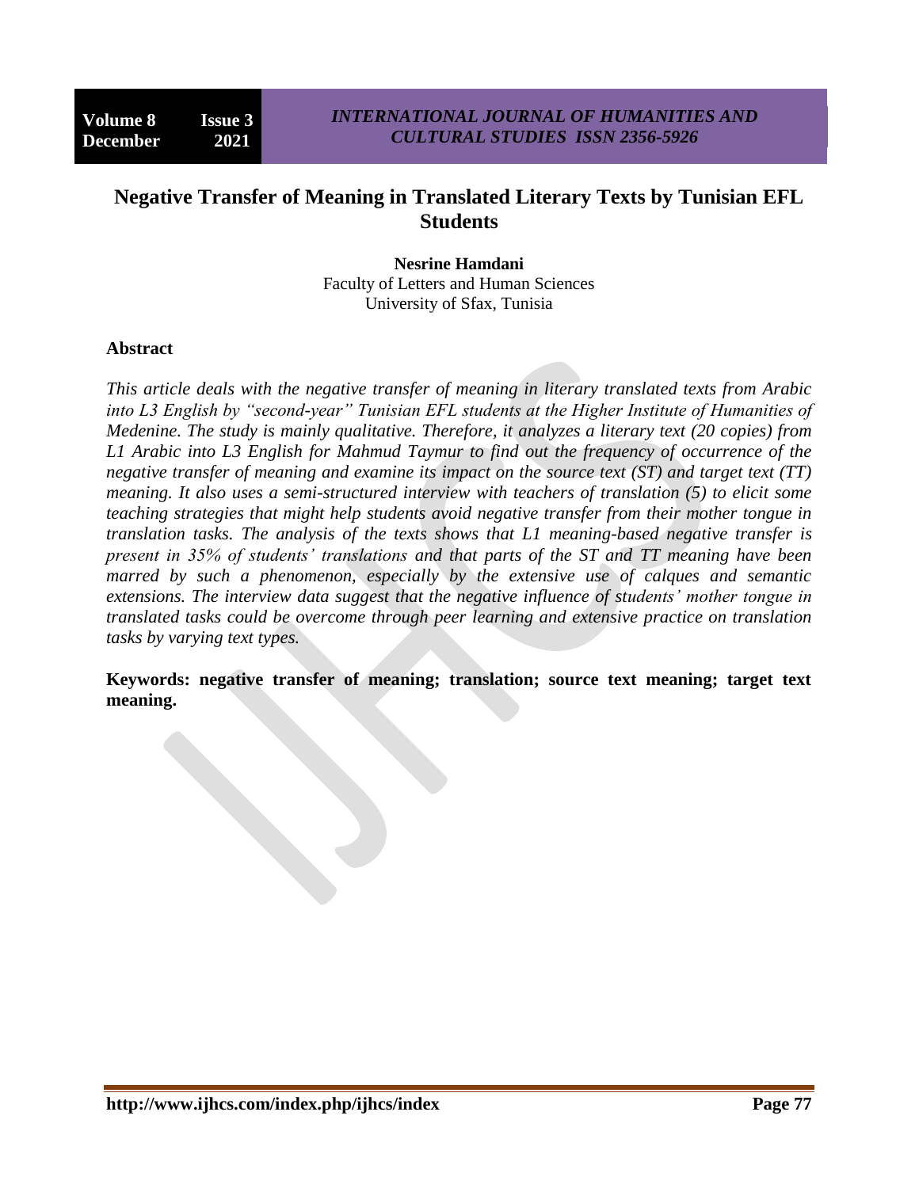# Negative Transfer of Meaning in Translated Literary Texts by Tunisian EFL Students

**Nesrine Hamdani**
Faculty of Letters and Human Sciences
University of Sfax, Tunisia

## Abstract

*This article deals with the negative transfer of meaning in literary translated texts from Arabic into L3 English by "second-year" Tunisian EFL students at the Higher Institute of Humanities of Medenine. The study is mainly qualitative. Therefore, it analyzes a literary text (20 copies) from L1 Arabic into L3 English for Mahmud Taymur to find out the frequency of occurrence of the negative transfer of meaning and examine its impact on the source text (ST) and target text (TT) meaning. It also uses a semi-structured interview with teachers of translation (5) to elicit some teaching strategies that might help students avoid negative transfer from their mother tongue in translation tasks. The analysis of the texts shows that L1 meaning-based negative transfer is present in 35% of students' translations and that parts of the ST and TT meaning have been marred by such a phenomenon, especially by the extensive use of calques and semantic extensions. The interview data suggest that the negative influence of students' mother tongue in translated tasks could be overcome through peer learning and extensive practice on translation tasks by varying text types.*

**Keywords: negative transfer of meaning; translation; source text meaning; target text meaning.**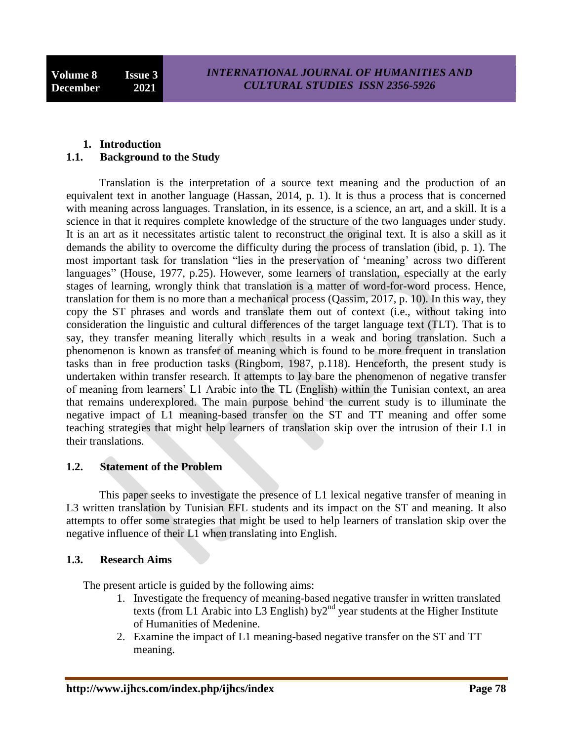## 1. Introduction

### 1.1. Background to the Study

Translation is the interpretation of a source text meaning and the production of an equivalent text in another language (Hassan, 2014, p. 1). It is thus a process that is concerned with meaning across languages. Translation, in its essence, is a science, an art, and a skill. It is a science in that it requires complete knowledge of the structure of the two languages under study. It is an art as it necessitates artistic talent to reconstruct the original text. It is also a skill as it demands the ability to overcome the difficulty during the process of translation (ibid, p. 1). The most important task for translation "lies in the preservation of 'meaning' across two different languages" (House, 1977, p.25). However, some learners of translation, especially at the early stages of learning, wrongly think that translation is a matter of word-for-word process. Hence, translation for them is no more than a mechanical process (Qassim, 2017, p. 10). In this way, they copy the ST phrases and words and translate them out of context (i.e., without taking into consideration the linguistic and cultural differences of the target language text (TLT). That is to say, they transfer meaning literally which results in a weak and boring translation. Such a phenomenon is known as transfer of meaning which is found to be more frequent in translation tasks than in free production tasks (Ringbom, 1987, p.118). Henceforth, the present study is undertaken within transfer research. It attempts to lay bare the phenomenon of negative transfer of meaning from learners' L1 Arabic into the TL (English) within the Tunisian context, an area that remains underexplored. The main purpose behind the current study is to illuminate the negative impact of L1 meaning-based transfer on the ST and TT meaning and offer some teaching strategies that might help learners of translation skip over the intrusion of their L1 in their translations.

### 1.2. Statement of the Problem

This paper seeks to investigate the presence of L1 lexical negative transfer of meaning in L3 written translation by Tunisian EFL students and its impact on the ST and meaning. It also attempts to offer some strategies that might be used to help learners of translation skip over the negative influence of their L1 when translating into English.

### 1.3. Research Aims

The present article is guided by the following aims:

1. Investigate the frequency of meaning-based negative transfer in written translated texts (from L1 Arabic into L3 English) by2nd year students at the Higher Institute of Humanities of Medenine.
2. Examine the impact of L1 meaning-based negative transfer on the ST and TT meaning.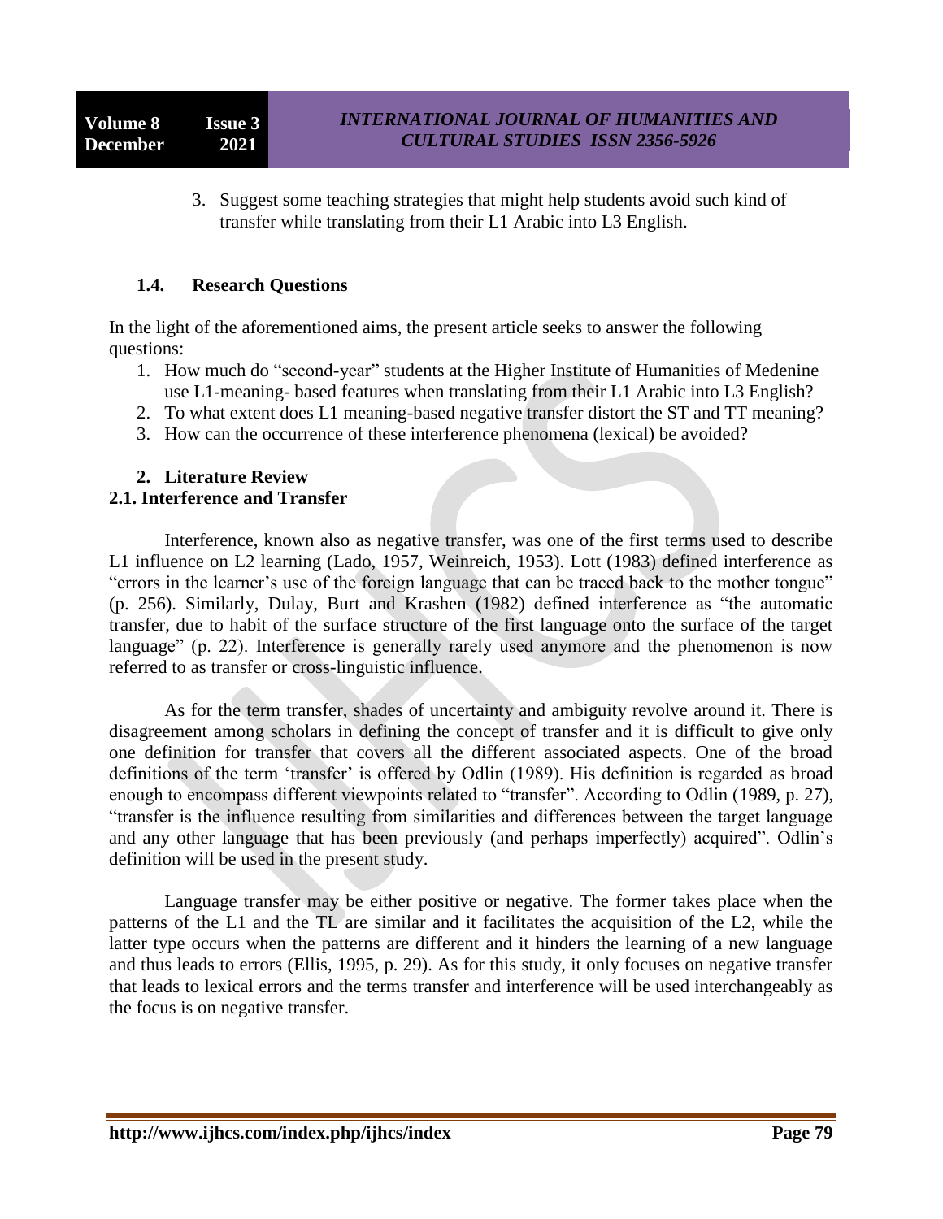3. Suggest some teaching strategies that might help students avoid such kind of transfer while translating from their L1 Arabic into L3 English.

### 1.4. Research Questions

In the light of the aforementioned aims, the present article seeks to answer the following questions:

1. How much do "second-year" students at the Higher Institute of Humanities of Medenine use L1-meaning- based features when translating from their L1 Arabic into L3 English?
2. To what extent does L1 meaning-based negative transfer distort the ST and TT meaning?
3. How can the occurrence of these interference phenomena (lexical) be avoided?

## 2. Literature Review

### 2.1. Interference and Transfer

Interference, known also as negative transfer, was one of the first terms used to describe L1 influence on L2 learning (Lado, 1957, Weinreich, 1953). Lott (1983) defined interference as "errors in the learner's use of the foreign language that can be traced back to the mother tongue" (p. 256). Similarly, Dulay, Burt and Krashen (1982) defined interference as "the automatic transfer, due to habit of the surface structure of the first language onto the surface of the target language" (p. 22). Interference is generally rarely used anymore and the phenomenon is now referred to as transfer or cross-linguistic influence.

As for the term transfer, shades of uncertainty and ambiguity revolve around it. There is disagreement among scholars in defining the concept of transfer and it is difficult to give only one definition for transfer that covers all the different associated aspects. One of the broad definitions of the term 'transfer' is offered by Odlin (1989). His definition is regarded as broad enough to encompass different viewpoints related to "transfer". According to Odlin (1989, p. 27), "transfer is the influence resulting from similarities and differences between the target language and any other language that has been previously (and perhaps imperfectly) acquired". Odlin's definition will be used in the present study.

Language transfer may be either positive or negative. The former takes place when the patterns of the L1 and the TL are similar and it facilitates the acquisition of the L2, while the latter type occurs when the patterns are different and it hinders the learning of a new language and thus leads to errors (Ellis, 1995, p. 29). As for this study, it only focuses on negative transfer that leads to lexical errors and the terms transfer and interference will be used interchangeably as the focus is on negative transfer.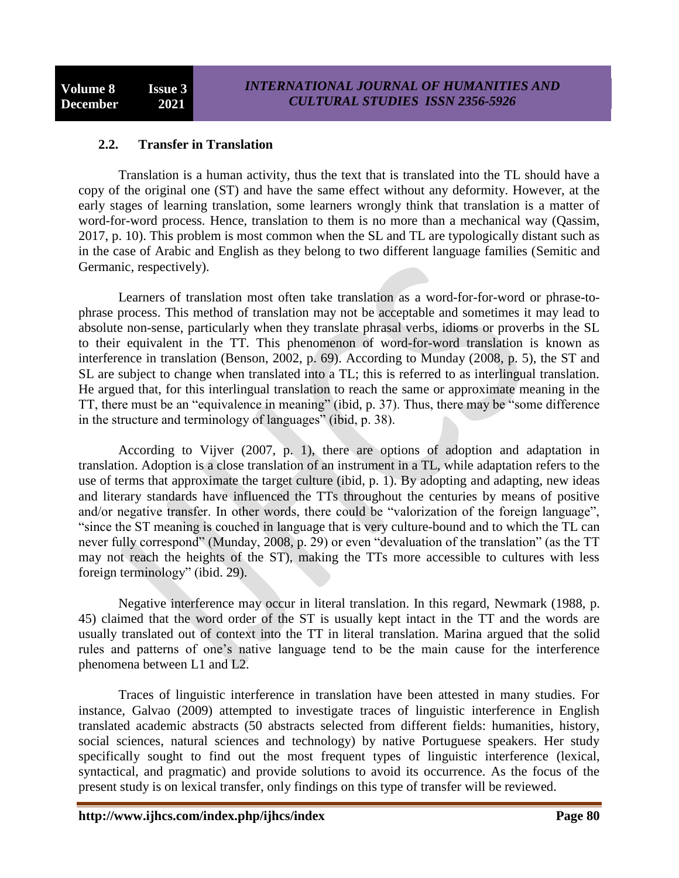## 2.2. Transfer in Translation

Translation is a human activity, thus the text that is translated into the TL should have a copy of the original one (ST) and have the same effect without any deformity. However, at the early stages of learning translation, some learners wrongly think that translation is a matter of word-for-word process. Hence, translation to them is no more than a mechanical way (Qassim, 2017, p. 10). This problem is most common when the SL and TL are typologically distant such as in the case of Arabic and English as they belong to two different language families (Semitic and Germanic, respectively).

Learners of translation most often take translation as a word-for-for-word or phrase-to-phrase process. This method of translation may not be acceptable and sometimes it may lead to absolute non-sense, particularly when they translate phrasal verbs, idioms or proverbs in the SL to their equivalent in the TT. This phenomenon of word-for-word translation is known as interference in translation (Benson, 2002, p. 69). According to Munday (2008, p. 5), the ST and SL are subject to change when translated into a TL; this is referred to as interlingual translation. He argued that, for this interlingual translation to reach the same or approximate meaning in the TT, there must be an "equivalence in meaning" (ibid, p. 37). Thus, there may be "some difference in the structure and terminology of languages" (ibid, p. 38).

According to Vijver (2007, p. 1), there are options of adoption and adaptation in translation. Adoption is a close translation of an instrument in a TL, while adaptation refers to the use of terms that approximate the target culture (ibid, p. 1). By adopting and adapting, new ideas and literary standards have influenced the TTs throughout the centuries by means of positive and/or negative transfer. In other words, there could be "valorization of the foreign language", "since the ST meaning is couched in language that is very culture-bound and to which the TL can never fully correspond" (Munday, 2008, p. 29) or even "devaluation of the translation" (as the TT may not reach the heights of the ST), making the TTs more accessible to cultures with less foreign terminology" (ibid. 29).

Negative interference may occur in literal translation. In this regard, Newmark (1988, p. 45) claimed that the word order of the ST is usually kept intact in the TT and the words are usually translated out of context into the TT in literal translation. Marina argued that the solid rules and patterns of one's native language tend to be the main cause for the interference phenomena between L1 and L2.

Traces of linguistic interference in translation have been attested in many studies. For instance, Galvao (2009) attempted to investigate traces of linguistic interference in English translated academic abstracts (50 abstracts selected from different fields: humanities, history, social sciences, natural sciences and technology) by native Portuguese speakers. Her study specifically sought to find out the most frequent types of linguistic interference (lexical, syntactical, and pragmatic) and provide solutions to avoid its occurrence. As the focus of the present study is on lexical transfer, only findings on this type of transfer will be reviewed.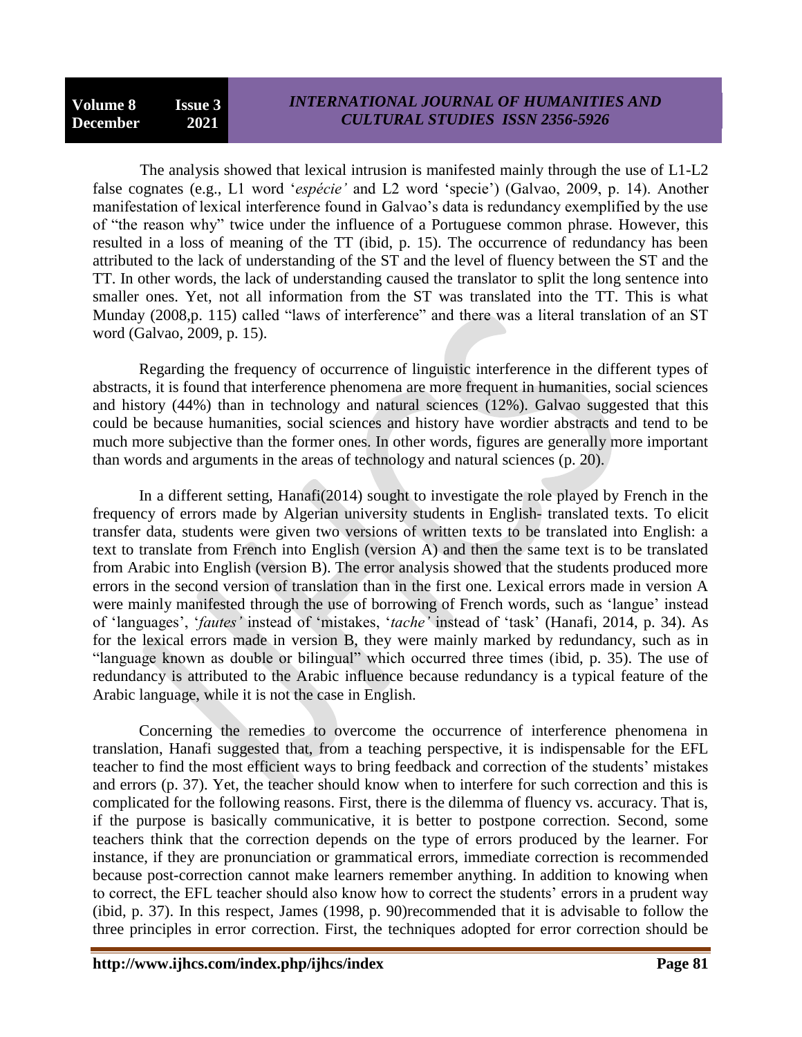The analysis showed that lexical intrusion is manifested mainly through the use of L1-L2 false cognates (e.g., L1 word '*espécie'* and L2 word 'specie') (Galvao, 2009, p. 14). Another manifestation of lexical interference found in Galvao's data is redundancy exemplified by the use of "the reason why" twice under the influence of a Portuguese common phrase. However, this resulted in a loss of meaning of the TT (ibid, p. 15). The occurrence of redundancy has been attributed to the lack of understanding of the ST and the level of fluency between the ST and the TT. In other words, the lack of understanding caused the translator to split the long sentence into smaller ones. Yet, not all information from the ST was translated into the TT. This is what Munday (2008,p. 115) called "laws of interference" and there was a literal translation of an ST word (Galvao, 2009, p. 15).

Regarding the frequency of occurrence of linguistic interference in the different types of abstracts, it is found that interference phenomena are more frequent in humanities, social sciences and history (44%) than in technology and natural sciences (12%). Galvao suggested that this could be because humanities, social sciences and history have wordier abstracts and tend to be much more subjective than the former ones. In other words, figures are generally more important than words and arguments in the areas of technology and natural sciences (p. 20).

In a different setting, Hanafi(2014) sought to investigate the role played by French in the frequency of errors made by Algerian university students in English- translated texts. To elicit transfer data, students were given two versions of written texts to be translated into English: a text to translate from French into English (version A) and then the same text is to be translated from Arabic into English (version B). The error analysis showed that the students produced more errors in the second version of translation than in the first one. Lexical errors made in version A were mainly manifested through the use of borrowing of French words, such as 'langue' instead of 'languages', '*fautes'* instead of 'mistakes, '*tache'* instead of 'task' (Hanafi, 2014, p. 34). As for the lexical errors made in version B, they were mainly marked by redundancy, such as in "language known as double or bilingual" which occurred three times (ibid, p. 35). The use of redundancy is attributed to the Arabic influence because redundancy is a typical feature of the Arabic language, while it is not the case in English.

Concerning the remedies to overcome the occurrence of interference phenomena in translation, Hanafi suggested that, from a teaching perspective, it is indispensable for the EFL teacher to find the most efficient ways to bring feedback and correction of the students' mistakes and errors (p. 37). Yet, the teacher should know when to interfere for such correction and this is complicated for the following reasons. First, there is the dilemma of fluency vs. accuracy. That is, if the purpose is basically communicative, it is better to postpone correction. Second, some teachers think that the correction depends on the type of errors produced by the learner. For instance, if they are pronunciation or grammatical errors, immediate correction is recommended because post-correction cannot make learners remember anything. In addition to knowing when to correct, the EFL teacher should also know how to correct the students' errors in a prudent way (ibid, p. 37). In this respect, James (1998, p. 90)recommended that it is advisable to follow the three principles in error correction. First, the techniques adopted for error correction should be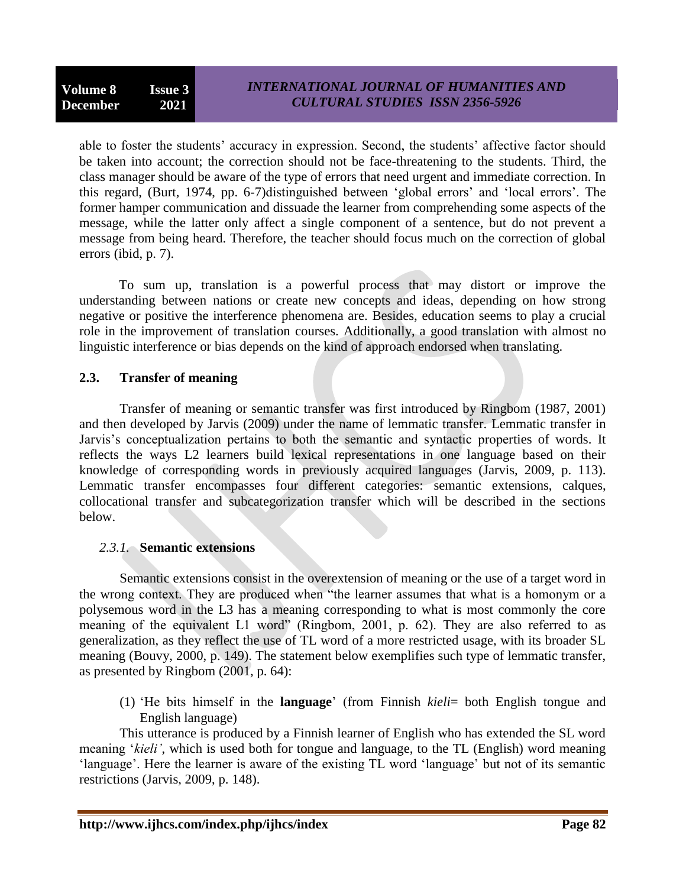able to foster the students' accuracy in expression. Second, the students' affective factor should be taken into account; the correction should not be face-threatening to the students. Third, the class manager should be aware of the type of errors that need urgent and immediate correction. In this regard, (Burt, 1974, pp. 6-7)distinguished between 'global errors' and 'local errors'. The former hamper communication and dissuade the learner from comprehending some aspects of the message, while the latter only affect a single component of a sentence, but do not prevent a message from being heard. Therefore, the teacher should focus much on the correction of global errors (ibid, p. 7).

To sum up, translation is a powerful process that may distort or improve the understanding between nations or create new concepts and ideas, depending on how strong negative or positive the interference phenomena are. Besides, education seems to play a crucial role in the improvement of translation courses. Additionally, a good translation with almost no linguistic interference or bias depends on the kind of approach endorsed when translating.

## 2.3. Transfer of meaning

Transfer of meaning or semantic transfer was first introduced by Ringbom (1987, 2001) and then developed by Jarvis (2009) under the name of lemmatic transfer. Lemmatic transfer in Jarvis's conceptualization pertains to both the semantic and syntactic properties of words. It reflects the ways L2 learners build lexical representations in one language based on their knowledge of corresponding words in previously acquired languages (Jarvis, 2009, p. 113). Lemmatic transfer encompasses four different categories: semantic extensions, calques, collocational transfer and subcategorization transfer which will be described in the sections below.

### *2.3.1.* Semantic extensions

Semantic extensions consist in the overextension of meaning or the use of a target word in the wrong context. They are produced when "the learner assumes that what is a homonym or a polysemous word in the L3 has a meaning corresponding to what is most commonly the core meaning of the equivalent L1 word" (Ringbom, 2001, p. 62). They are also referred to as generalization, as they reflect the use of TL word of a more restricted usage, with its broader SL meaning (Bouvy, 2000, p. 149). The statement below exemplifies such type of lemmatic transfer, as presented by Ringbom (2001, p. 64):

(1) 'He bits himself in the **language**' (from Finnish *kieli*= both English tongue and English language)

This utterance is produced by a Finnish learner of English who has extended the SL word meaning '*kieli'*, which is used both for tongue and language, to the TL (English) word meaning 'language'. Here the learner is aware of the existing TL word 'language' but not of its semantic restrictions (Jarvis, 2009, p. 148).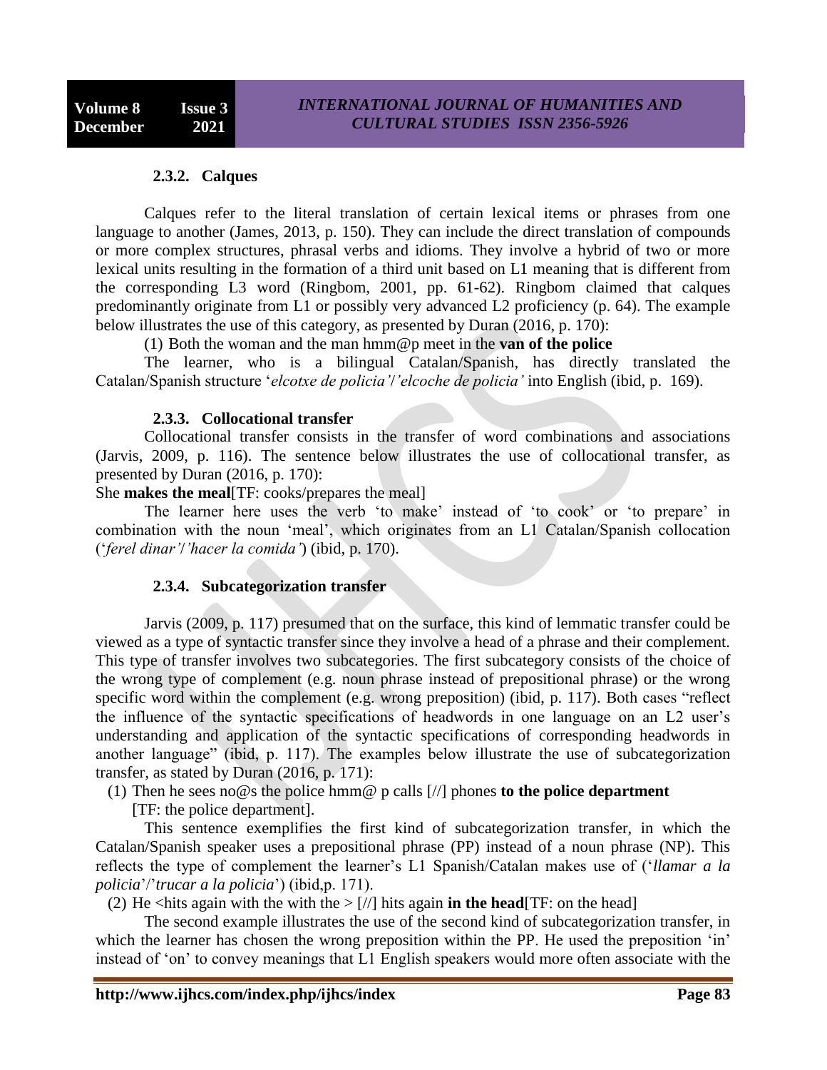### 2.3.2. Calques

Calques refer to the literal translation of certain lexical items or phrases from one language to another (James, 2013, p. 150). They can include the direct translation of compounds or more complex structures, phrasal verbs and idioms. They involve a hybrid of two or more lexical units resulting in the formation of a third unit based on L1 meaning that is different from the corresponding L3 word (Ringbom, 2001, pp. 61-62). Ringbom claimed that calques predominantly originate from L1 or possibly very advanced L2 proficiency (p. 64). The example below illustrates the use of this category, as presented by Duran (2016, p. 170):

(1) Both the woman and the man hmm@p meet in the **van of the police**

The learner, who is a bilingual Catalan/Spanish, has directly translated the Catalan/Spanish structure '*elcotxe de policia*'/'*elcoche de policia*' into English (ibid, p. 169).

### 2.3.3. Collocational transfer

Collocational transfer consists in the transfer of word combinations and associations (Jarvis, 2009, p. 116). The sentence below illustrates the use of collocational transfer, as presented by Duran (2016, p. 170):

She **makes the meal**[TF: cooks/prepares the meal]

The learner here uses the verb 'to make' instead of 'to cook' or 'to prepare' in combination with the noun 'meal', which originates from an L1 Catalan/Spanish collocation ('*ferel dinar*'/'*hacer la comida*') (ibid, p. 170).

### 2.3.4. Subcategorization transfer

Jarvis (2009, p. 117) presumed that on the surface, this kind of lemmatic transfer could be viewed as a type of syntactic transfer since they involve a head of a phrase and their complement. This type of transfer involves two subcategories. The first subcategory consists of the choice of the wrong type of complement (e.g. noun phrase instead of prepositional phrase) or the wrong specific word within the complement (e.g. wrong preposition) (ibid, p. 117). Both cases "reflect the influence of the syntactic specifications of headwords in one language on an L2 user's understanding and application of the syntactic specifications of corresponding headwords in another language" (ibid, p. 117). The examples below illustrate the use of subcategorization transfer, as stated by Duran (2016, p. 171):

(1) Then he sees no@s the police hmm@ p calls [//] phones **to the police department** [TF: the police department].

This sentence exemplifies the first kind of subcategorization transfer, in which the Catalan/Spanish speaker uses a prepositional phrase (PP) instead of a noun phrase (NP). This reflects the type of complement the learner's L1 Spanish/Catalan makes use of ('*llamar a la policia*'/'*trucar a la policia*') (ibid,p. 171).

(2) He <hits again with the with the > [//] hits again **in the head**[TF: on the head]

The second example illustrates the use of the second kind of subcategorization transfer, in which the learner has chosen the wrong preposition within the PP. He used the preposition 'in' instead of 'on' to convey meanings that L1 English speakers would more often associate with the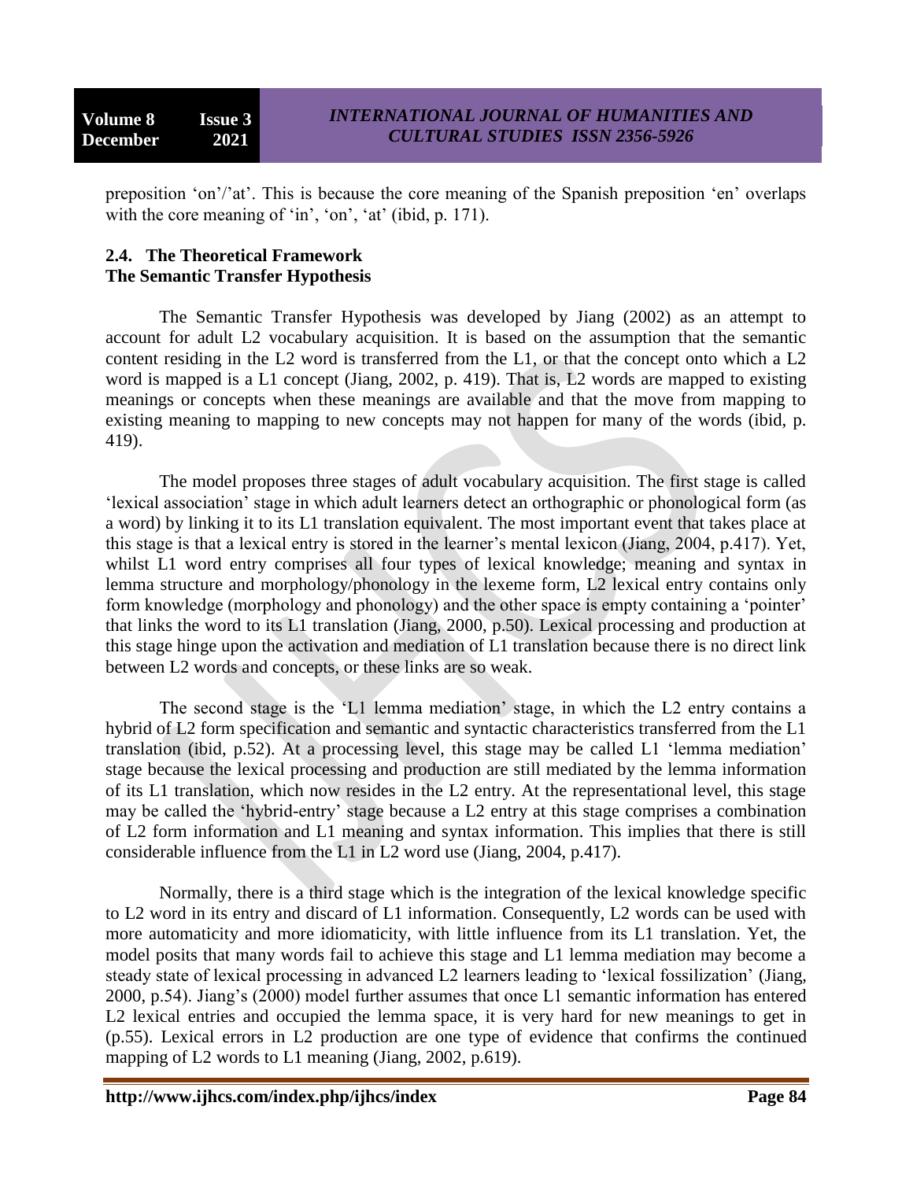preposition 'on'/'at'. This is because the core meaning of the Spanish preposition 'en' overlaps with the core meaning of 'in', 'on', 'at' (ibid, p. 171).

## 2.4. The Theoretical Framework

### The Semantic Transfer Hypothesis

The Semantic Transfer Hypothesis was developed by Jiang (2002) as an attempt to account for adult L2 vocabulary acquisition. It is based on the assumption that the semantic content residing in the L2 word is transferred from the L1, or that the concept onto which a L2 word is mapped is a L1 concept (Jiang, 2002, p. 419). That is, L2 words are mapped to existing meanings or concepts when these meanings are available and that the move from mapping to existing meaning to mapping to new concepts may not happen for many of the words (ibid, p. 419).

The model proposes three stages of adult vocabulary acquisition. The first stage is called 'lexical association' stage in which adult learners detect an orthographic or phonological form (as a word) by linking it to its L1 translation equivalent. The most important event that takes place at this stage is that a lexical entry is stored in the learner's mental lexicon (Jiang, 2004, p.417). Yet, whilst L1 word entry comprises all four types of lexical knowledge; meaning and syntax in lemma structure and morphology/phonology in the lexeme form, L2 lexical entry contains only form knowledge (morphology and phonology) and the other space is empty containing a 'pointer' that links the word to its L1 translation (Jiang, 2000, p.50). Lexical processing and production at this stage hinge upon the activation and mediation of L1 translation because there is no direct link between L2 words and concepts, or these links are so weak.

The second stage is the 'L1 lemma mediation' stage, in which the L2 entry contains a hybrid of L2 form specification and semantic and syntactic characteristics transferred from the L1 translation (ibid, p.52). At a processing level, this stage may be called L1 'lemma mediation' stage because the lexical processing and production are still mediated by the lemma information of its L1 translation, which now resides in the L2 entry. At the representational level, this stage may be called the 'hybrid-entry' stage because a L2 entry at this stage comprises a combination of L2 form information and L1 meaning and syntax information. This implies that there is still considerable influence from the L1 in L2 word use (Jiang, 2004, p.417).

Normally, there is a third stage which is the integration of the lexical knowledge specific to L2 word in its entry and discard of L1 information. Consequently, L2 words can be used with more automaticity and more idiomaticity, with little influence from its L1 translation. Yet, the model posits that many words fail to achieve this stage and L1 lemma mediation may become a steady state of lexical processing in advanced L2 learners leading to 'lexical fossilization' (Jiang, 2000, p.54). Jiang's (2000) model further assumes that once L1 semantic information has entered L2 lexical entries and occupied the lemma space, it is very hard for new meanings to get in (p.55). Lexical errors in L2 production are one type of evidence that confirms the continued mapping of L2 words to L1 meaning (Jiang, 2002, p.619).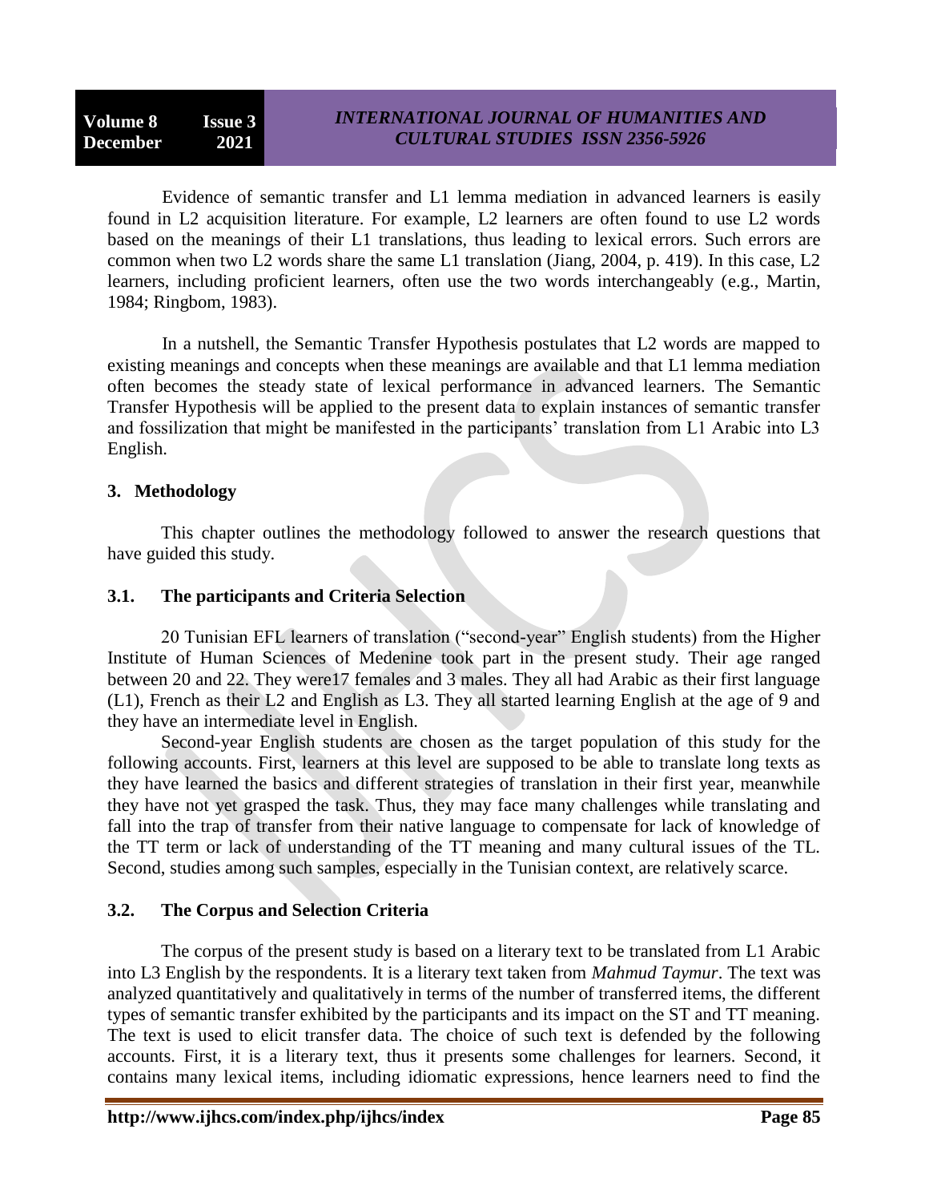Evidence of semantic transfer and L1 lemma mediation in advanced learners is easily found in L2 acquisition literature. For example, L2 learners are often found to use L2 words based on the meanings of their L1 translations, thus leading to lexical errors. Such errors are common when two L2 words share the same L1 translation (Jiang, 2004, p. 419). In this case, L2 learners, including proficient learners, often use the two words interchangeably (e.g., Martin, 1984; Ringbom, 1983).

In a nutshell, the Semantic Transfer Hypothesis postulates that L2 words are mapped to existing meanings and concepts when these meanings are available and that L1 lemma mediation often becomes the steady state of lexical performance in advanced learners. The Semantic Transfer Hypothesis will be applied to the present data to explain instances of semantic transfer and fossilization that might be manifested in the participants' translation from L1 Arabic into L3 English.

## 3. Methodology

This chapter outlines the methodology followed to answer the research questions that have guided this study.

### 3.1. The participants and Criteria Selection

20 Tunisian EFL learners of translation ("second-year" English students) from the Higher Institute of Human Sciences of Medenine took part in the present study. Their age ranged between 20 and 22. They were17 females and 3 males. They all had Arabic as their first language (L1), French as their L2 and English as L3. They all started learning English at the age of 9 and they have an intermediate level in English.

Second-year English students are chosen as the target population of this study for the following accounts. First, learners at this level are supposed to be able to translate long texts as they have learned the basics and different strategies of translation in their first year, meanwhile they have not yet grasped the task. Thus, they may face many challenges while translating and fall into the trap of transfer from their native language to compensate for lack of knowledge of the TT term or lack of understanding of the TT meaning and many cultural issues of the TL. Second, studies among such samples, especially in the Tunisian context, are relatively scarce.

### 3.2. The Corpus and Selection Criteria

The corpus of the present study is based on a literary text to be translated from L1 Arabic into L3 English by the respondents. It is a literary text taken from *Mahmud Taymur*. The text was analyzed quantitatively and qualitatively in terms of the number of transferred items, the different types of semantic transfer exhibited by the participants and its impact on the ST and TT meaning. The text is used to elicit transfer data. The choice of such text is defended by the following accounts. First, it is a literary text, thus it presents some challenges for learners. Second, it contains many lexical items, including idiomatic expressions, hence learners need to find the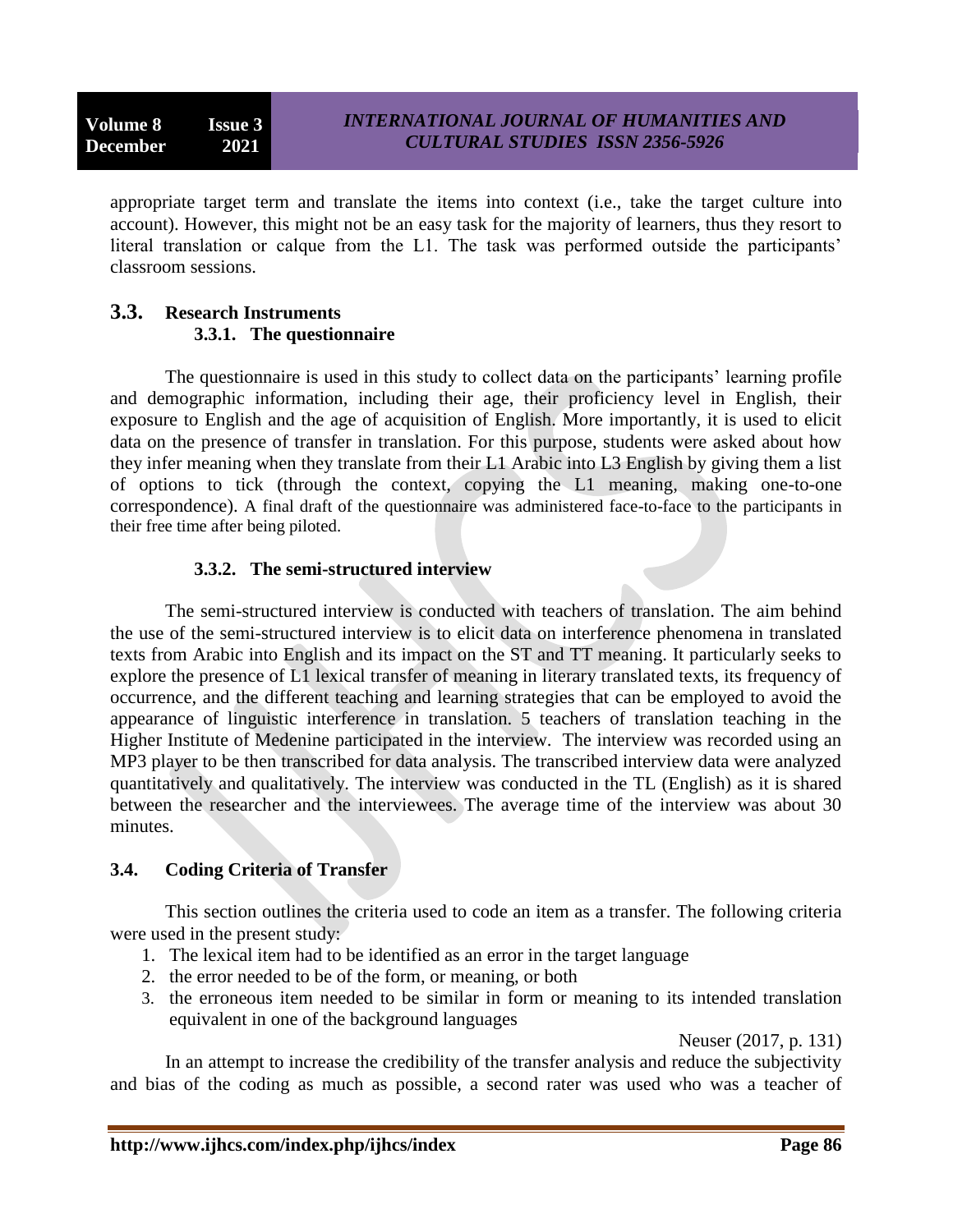appropriate target term and translate the items into context (i.e., take the target culture into account). However, this might not be an easy task for the majority of learners, thus they resort to literal translation or calque from the L1. The task was performed outside the participants' classroom sessions.

## 3.3. Research Instruments

### 3.3.1. The questionnaire

The questionnaire is used in this study to collect data on the participants' learning profile and demographic information, including their age, their proficiency level in English, their exposure to English and the age of acquisition of English. More importantly, it is used to elicit data on the presence of transfer in translation. For this purpose, students were asked about how they infer meaning when they translate from their L1 Arabic into L3 English by giving them a list of options to tick (through the context, copying the L1 meaning, making one-to-one correspondence). A final draft of the questionnaire was administered face-to-face to the participants in their free time after being piloted.

### 3.3.2. The semi-structured interview

The semi-structured interview is conducted with teachers of translation. The aim behind the use of the semi-structured interview is to elicit data on interference phenomena in translated texts from Arabic into English and its impact on the ST and TT meaning. It particularly seeks to explore the presence of L1 lexical transfer of meaning in literary translated texts, its frequency of occurrence, and the different teaching and learning strategies that can be employed to avoid the appearance of linguistic interference in translation. 5 teachers of translation teaching in the Higher Institute of Medenine participated in the interview. The interview was recorded using an MP3 player to be then transcribed for data analysis. The transcribed interview data were analyzed quantitatively and qualitatively. The interview was conducted in the TL (English) as it is shared between the researcher and the interviewees. The average time of the interview was about 30 minutes.

## 3.4. Coding Criteria of Transfer

This section outlines the criteria used to code an item as a transfer. The following criteria were used in the present study:

1. The lexical item had to be identified as an error in the target language
2. the error needed to be of the form, or meaning, or both
3. the erroneous item needed to be similar in form or meaning to its intended translation equivalent in one of the background languages

Neuser (2017, p. 131)

In an attempt to increase the credibility of the transfer analysis and reduce the subjectivity and bias of the coding as much as possible, a second rater was used who was a teacher of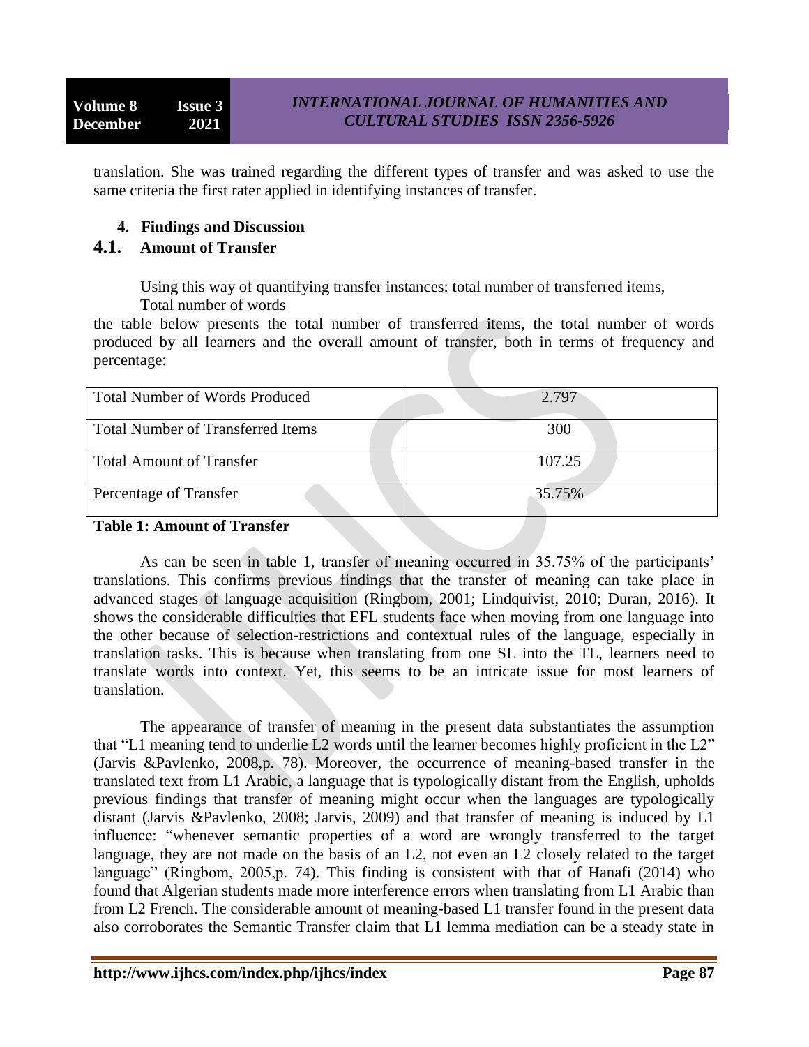translation. She was trained regarding the different types of transfer and was asked to use the same criteria the first rater applied in identifying instances of transfer.

## 4. Findings and Discussion

### 4.1. Amount of Transfer

Using this way of quantifying transfer instances: total number of transferred items,
Total number of words

the table below presents the total number of transferred items, the total number of words produced by all learners and the overall amount of transfer, both in terms of frequency and percentage:

| Total Number of Words Produced | 2.797 |
|---|---|
| Total Number of Transferred Items | 300 |
| Total Amount of Transfer | 107.25 |
| Percentage of Transfer | 35.75% |

**Table 1: Amount of Transfer**

As can be seen in table 1, transfer of meaning occurred in 35.75% of the participants' translations. This confirms previous findings that the transfer of meaning can take place in advanced stages of language acquisition (Ringbom, 2001; Lindquivist, 2010; Duran, 2016). It shows the considerable difficulties that EFL students face when moving from one language into the other because of selection-restrictions and contextual rules of the language, especially in translation tasks. This is because when translating from one SL into the TL, learners need to translate words into context. Yet, this seems to be an intricate issue for most learners of translation.

The appearance of transfer of meaning in the present data substantiates the assumption that "L1 meaning tend to underlie L2 words until the learner becomes highly proficient in the L2" (Jarvis &Pavlenko, 2008,p. 78). Moreover, the occurrence of meaning-based transfer in the translated text from L1 Arabic, a language that is typologically distant from the English, upholds previous findings that transfer of meaning might occur when the languages are typologically distant (Jarvis &Pavlenko, 2008; Jarvis, 2009) and that transfer of meaning is induced by L1 influence: "whenever semantic properties of a word are wrongly transferred to the target language, they are not made on the basis of an L2, not even an L2 closely related to the target language" (Ringbom, 2005,p. 74). This finding is consistent with that of Hanafi (2014) who found that Algerian students made more interference errors when translating from L1 Arabic than from L2 French. The considerable amount of meaning-based L1 transfer found in the present data also corroborates the Semantic Transfer claim that L1 lemma mediation can be a steady state in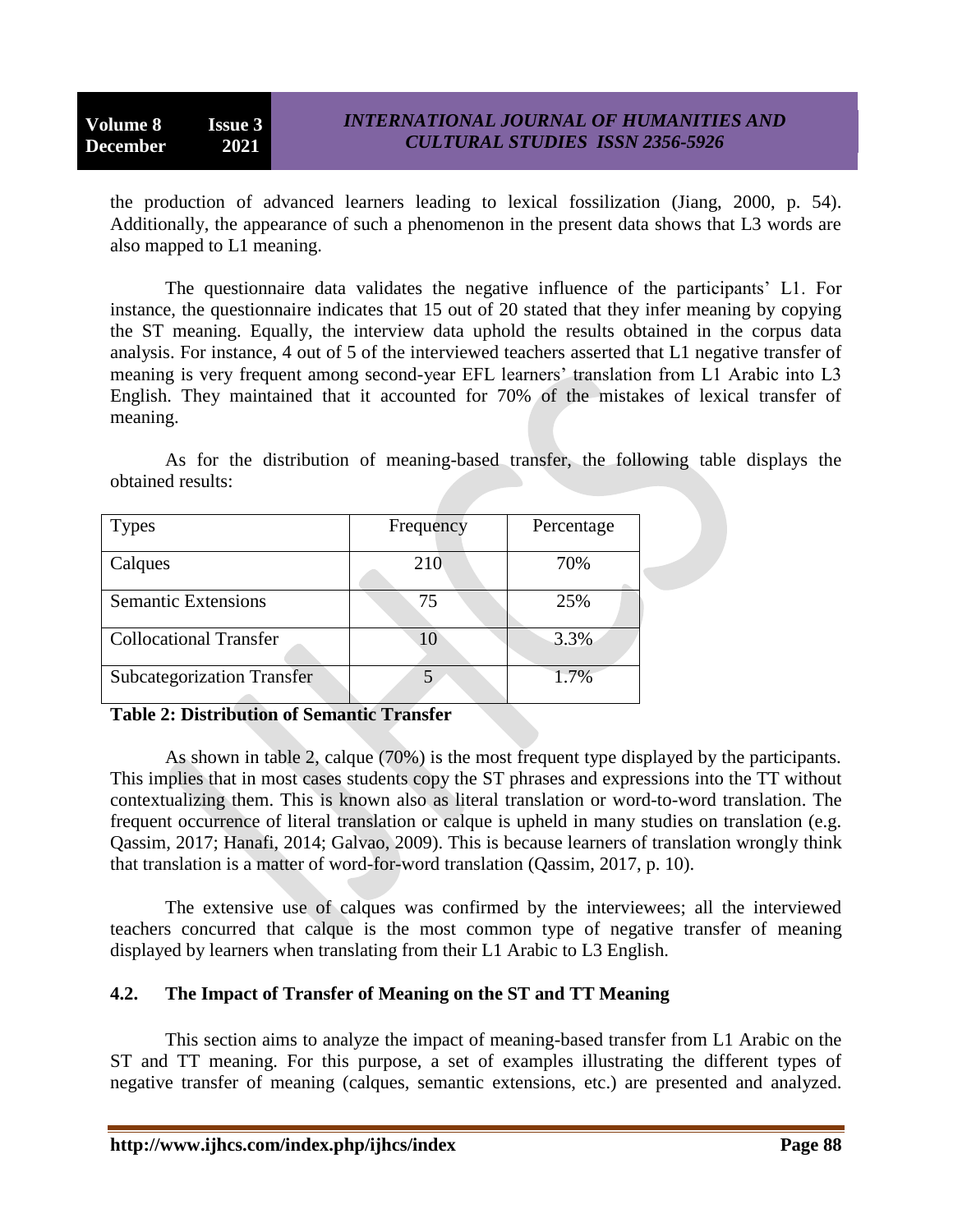the production of advanced learners leading to lexical fossilization (Jiang, 2000, p. 54). Additionally, the appearance of such a phenomenon in the present data shows that L3 words are also mapped to L1 meaning.

The questionnaire data validates the negative influence of the participants' L1. For instance, the questionnaire indicates that 15 out of 20 stated that they infer meaning by copying the ST meaning. Equally, the interview data uphold the results obtained in the corpus data analysis. For instance, 4 out of 5 of the interviewed teachers asserted that L1 negative transfer of meaning is very frequent among second-year EFL learners' translation from L1 Arabic into L3 English. They maintained that it accounted for 70% of the mistakes of lexical transfer of meaning.

As for the distribution of meaning-based transfer, the following table displays the obtained results:

| Types | Frequency | Percentage |
|---|---|---|
| Calques | 210 | 70% |
| Semantic Extensions | 75 | 25% |
| Collocational Transfer | 10 | 3.3% |
| Subcategorization Transfer | 5 | 1.7% |

**Table 2: Distribution of Semantic Transfer**

As shown in table 2, calque (70%) is the most frequent type displayed by the participants. This implies that in most cases students copy the ST phrases and expressions into the TT without contextualizing them. This is known also as literal translation or word-to-word translation. The frequent occurrence of literal translation or calque is upheld in many studies on translation (e.g. Qassim, 2017; Hanafi, 2014; Galvao, 2009). This is because learners of translation wrongly think that translation is a matter of word-for-word translation (Qassim, 2017, p. 10).

The extensive use of calques was confirmed by the interviewees; all the interviewed teachers concurred that calque is the most common type of negative transfer of meaning displayed by learners when translating from their L1 Arabic to L3 English.

## 4.2. The Impact of Transfer of Meaning on the ST and TT Meaning

This section aims to analyze the impact of meaning-based transfer from L1 Arabic on the ST and TT meaning. For this purpose, a set of examples illustrating the different types of negative transfer of meaning (calques, semantic extensions, etc.) are presented and analyzed.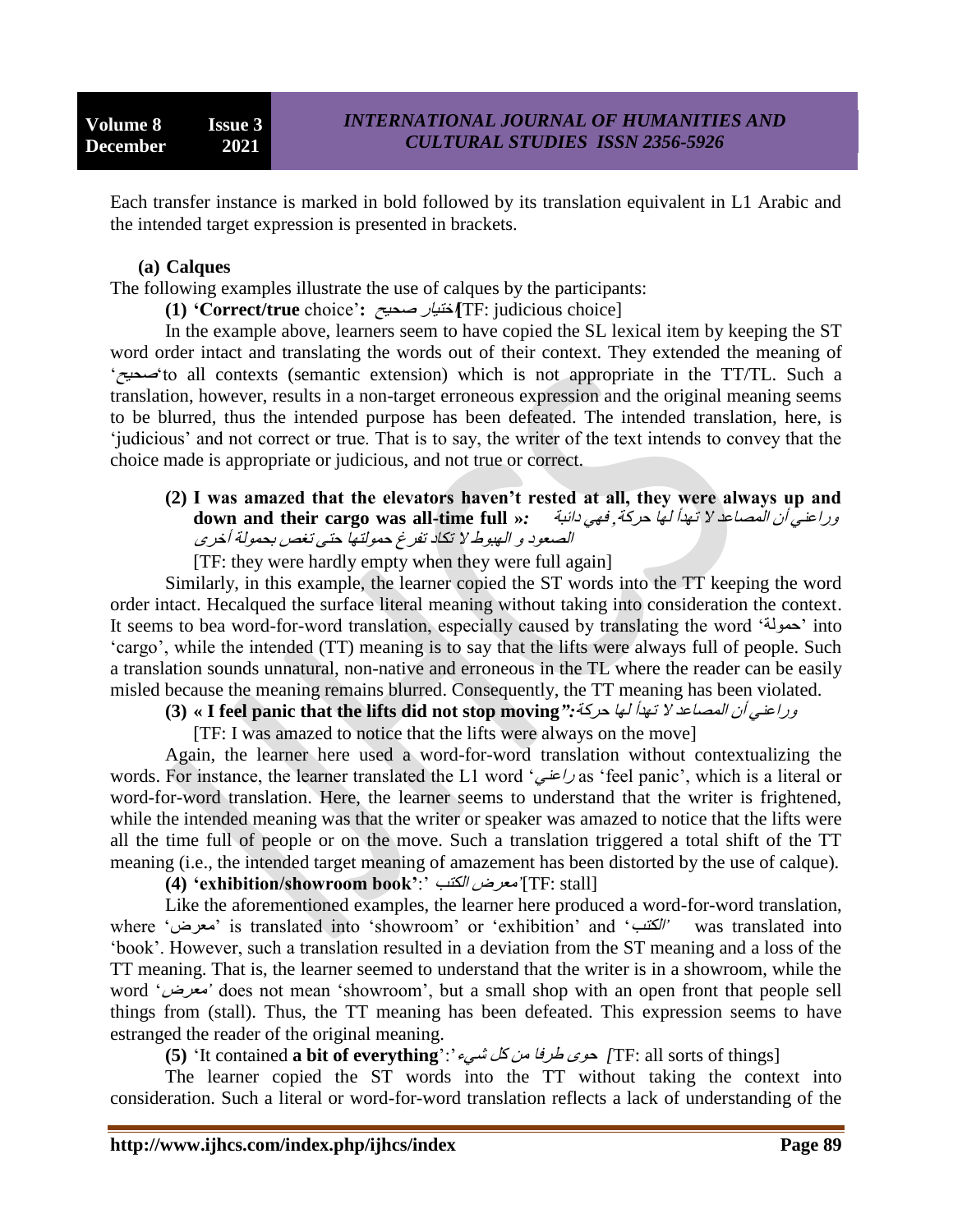Each transfer instance is marked in bold followed by its translation equivalent in L1 Arabic and the intended target expression is presented in brackets.

**(a) Calques**

The following examples illustrate the use of calques by the participants:

**(1) 'Correct/true** choice'**:** *اختيار صحيح*/[TF: judicious choice]

In the example above, learners seem to have copied the SL lexical item by keeping the ST word order intact and translating the words out of their context. They extended the meaning of 'صحيح'to all contexts (semantic extension) which is not appropriate in the TT/TL. Such a translation, however, results in a non-target erroneous expression and the original meaning seems to be blurred, thus the intended purpose has been defeated. The intended translation, here, is 'judicious' and not correct or true. That is to say, the writer of the text intends to convey that the choice made is appropriate or judicious, and not true or correct.

**(2) I was amazed that the elevators haven't rested at all, they were always up and down and their cargo was all-time full »***:* *وراعني أن المصاعد لا تهدأ لها حركة, فهي دائبة الصعود و الهبوط لا تكاد تفرغ حمولتها حتى تغص بحمولة أخرى*

[TF: they were hardly empty when they were full again]

Similarly, in this example, the learner copied the ST words into the TT keeping the word order intact. Hecalqued the surface literal meaning without taking into consideration the context. It seems to bea word-for-word translation, especially caused by translating the word 'حمولة' into 'cargo', while the intended (TT) meaning is to say that the lifts were always full of people. Such a translation sounds unnatural, non-native and erroneous in the TL where the reader can be easily misled because the meaning remains blurred. Consequently, the TT meaning has been violated.

**(3) « I feel panic that the lifts did not stop moving***":* *وراعني أن المصاعد لا تهدأ لها حركة*

[TF: I was amazed to notice that the lifts were always on the move]

Again, the learner here used a word-for-word translation without contextualizing the words. For instance, the learner translated the L1 word '*راعني*' as 'feel panic', which is a literal or word-for-word translation. Here, the learner seems to understand that the writer is frightened, while the intended meaning was that the writer or speaker was amazed to notice that the lifts were all the time full of people or on the move. Such a translation triggered a total shift of the TT meaning (i.e., the intended target meaning of amazement has been distorted by the use of calque).

**(4) 'exhibition/showroom book'**:' *معرض الكتب*'[TF: stall]

Like the aforementioned examples, the learner here produced a word-for-word translation, where 'معرض' is translated into 'showroom' or 'exhibition' and '*الكتب*' was translated into 'book'. However, such a translation resulted in a deviation from the ST meaning and a loss of the TT meaning. That is, the learner seemed to understand that the writer is in a showroom, while the word '*معرض*' does not mean 'showroom', but a small shop with an open front that people sell things from (stall). Thus, the TT meaning has been defeated. This expression seems to have estranged the reader of the original meaning.

**(5)** 'It contained **a bit of everything**':' *حوى طرفا من كل شيء* *[*TF: all sorts of things]

The learner copied the ST words into the TT without taking the context into consideration. Such a literal or word-for-word translation reflects a lack of understanding of the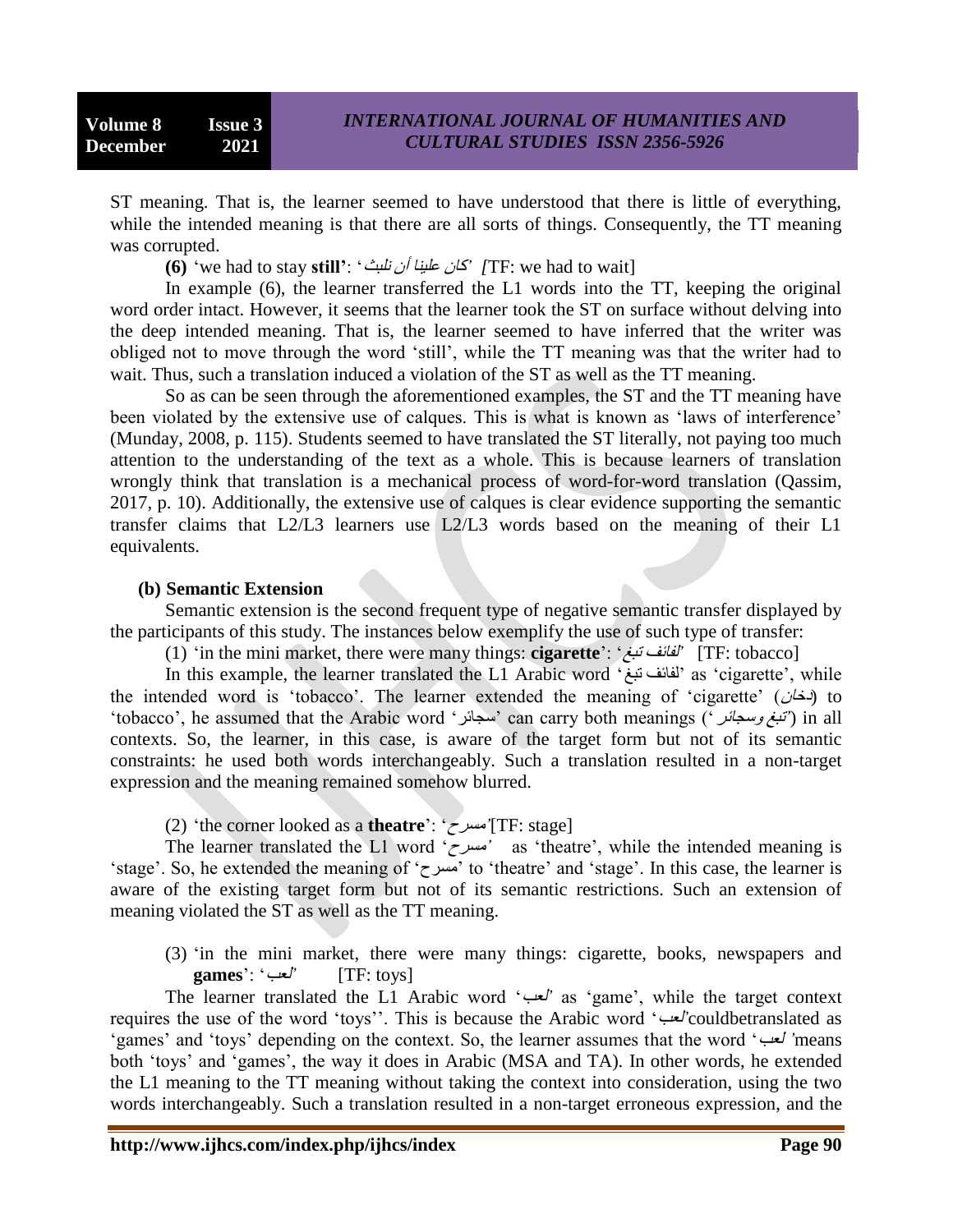ST meaning. That is, the learner seemed to have understood that there is little of everything, while the intended meaning is that there are all sorts of things. Consequently, the TT meaning was corrupted.

**(6)** 'we had to stay **still'**: '*كان علينا أن نلبث*' *[*TF: we had to wait]

In example (6), the learner transferred the L1 words into the TT, keeping the original word order intact. However, it seems that the learner took the ST on surface without delving into the deep intended meaning. That is, the learner seemed to have inferred that the writer was obliged not to move through the word 'still', while the TT meaning was that the writer had to wait. Thus, such a translation induced a violation of the ST as well as the TT meaning.

So as can be seen through the aforementioned examples, the ST and the TT meaning have been violated by the extensive use of calques. This is what is known as 'laws of interference' (Munday, 2008, p. 115). Students seemed to have translated the ST literally, not paying too much attention to the understanding of the text as a whole. This is because learners of translation wrongly think that translation is a mechanical process of word-for-word translation (Qassim, 2017, p. 10). Additionally, the extensive use of calques is clear evidence supporting the semantic transfer claims that L2/L3 learners use L2/L3 words based on the meaning of their L1 equivalents.

**(b) Semantic Extension**

Semantic extension is the second frequent type of negative semantic transfer displayed by the participants of this study. The instances below exemplify the use of such type of transfer:

(1) 'in the mini market, there were many things: **cigarette**': '*لفائف تبغ*' [TF: tobacco]

In this example, the learner translated the L1 Arabic word 'لفائف تبغ' as 'cigarette', while the intended word is 'tobacco'. The learner extended the meaning of 'cigarette' (*دخان*) to 'tobacco', he assumed that the Arabic word 'سجائر' can carry both meanings ('*تبغ وسجائر*') in all contexts. So, the learner, in this case, is aware of the target form but not of its semantic constraints: he used both words interchangeably. Such a translation resulted in a non-target expression and the meaning remained somehow blurred.

(2) 'the corner looked as a **theatre**': '*مسرح*'[TF: stage]

The learner translated the L1 word '*مسرح*' as 'theatre', while the intended meaning is 'stage'. So, he extended the meaning of 'مسرح' to 'theatre' and 'stage'. In this case, the learner is aware of the existing target form but not of its semantic restrictions. Such an extension of meaning violated the ST as well as the TT meaning.

(3) 'in the mini market, there were many things: cigarette, books, newspapers and **games**': '*لعب*' [TF: toys]

The learner translated the L1 Arabic word '*لعب*' as 'game', while the target context requires the use of the word 'toys''. This is because the Arabic word '*لعب*'couldbetranslated as 'games' and 'toys' depending on the context. So, the learner assumes that the word '*لعب* 'means both 'toys' and 'games', the way it does in Arabic (MSA and TA). In other words, he extended the L1 meaning to the TT meaning without taking the context into consideration, using the two words interchangeably. Such a translation resulted in a non-target erroneous expression, and the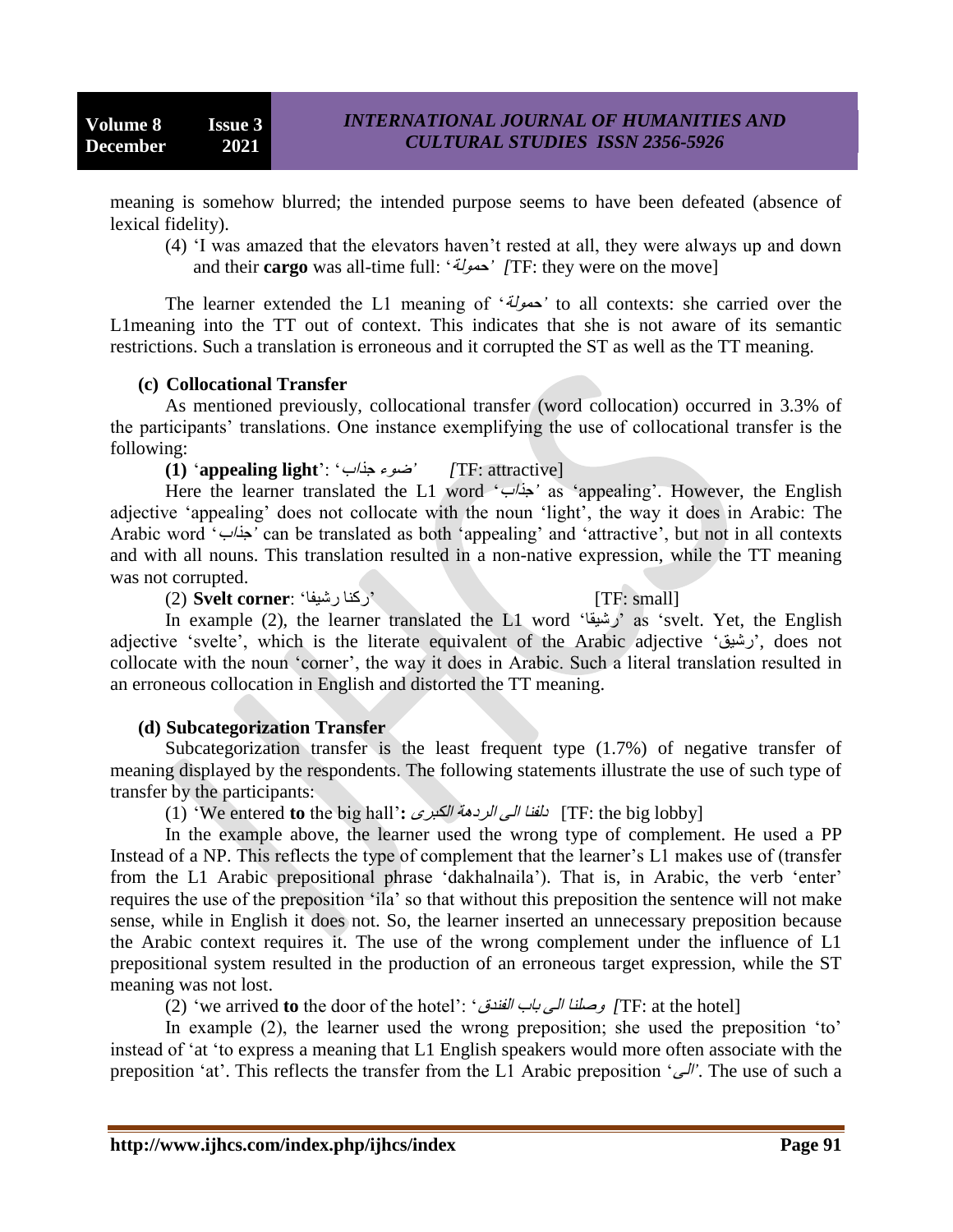meaning is somehow blurred; the intended purpose seems to have been defeated (absence of lexical fidelity).

(4) 'I was amazed that the elevators haven't rested at all, they were always up and down and their **cargo** was all-time full: '*حمولة*' *[*TF: they were on the move]

The learner extended the L1 meaning of '*حمولة*' to all contexts: she carried over the L1meaning into the TT out of context. This indicates that she is not aware of its semantic restrictions. Such a translation is erroneous and it corrupted the ST as well as the TT meaning.

### (c) Collocational Transfer

As mentioned previously, collocational transfer (word collocation) occurred in 3.3% of the participants' translations. One instance exemplifying the use of collocational transfer is the following:

**(1)** '**appealing light**': '*ضوء جذاب*' *[*TF: attractive]

Here the learner translated the L1 word '*جذاب*' as 'appealing'. However, the English adjective 'appealing' does not collocate with the noun 'light', the way it does in Arabic: The Arabic word '*جذاب*' can be translated as both 'appealing' and 'attractive', but not in all contexts and with all nouns. This translation resulted in a non-native expression, while the TT meaning was not corrupted.

(2) **Svelt corner**: 'ركنا رشيقا' [TF: small]

In example (2), the learner translated the L1 word 'رشيقا' as 'svelt. Yet, the English adjective 'svelte', which is the literate equivalent of the Arabic adjective 'رشيق', does not collocate with the noun 'corner', the way it does in Arabic. Such a literal translation resulted in an erroneous collocation in English and distorted the TT meaning.

### (d) Subcategorization Transfer

Subcategorization transfer is the least frequent type (1.7%) of negative transfer of meaning displayed by the respondents. The following statements illustrate the use of such type of transfer by the participants:

(1) 'We entered **to** the big hall'**:** *دلفنا الى الردهة الكبرى* [TF: the big lobby]

In the example above, the learner used the wrong type of complement. He used a PP Instead of a NP. This reflects the type of complement that the learner's L1 makes use of (transfer from the L1 Arabic prepositional phrase 'dakhalnaila'). That is, in Arabic, the verb 'enter' requires the use of the preposition 'ila' so that without this preposition the sentence will not make sense, while in English it does not. So, the learner inserted an unnecessary preposition because the Arabic context requires it. The use of the wrong complement under the influence of L1 prepositional system resulted in the production of an erroneous target expression, while the ST meaning was not lost.

(2) 'we arrived **to** the door of the hotel': '*وصلنا الى باب الفندق*' *[*TF: at the hotel]

In example (2), the learner used the wrong preposition; she used the preposition 'to' instead of 'at 'to express a meaning that L1 English speakers would more often associate with the preposition 'at'. This reflects the transfer from the L1 Arabic preposition '*الى*'. The use of such a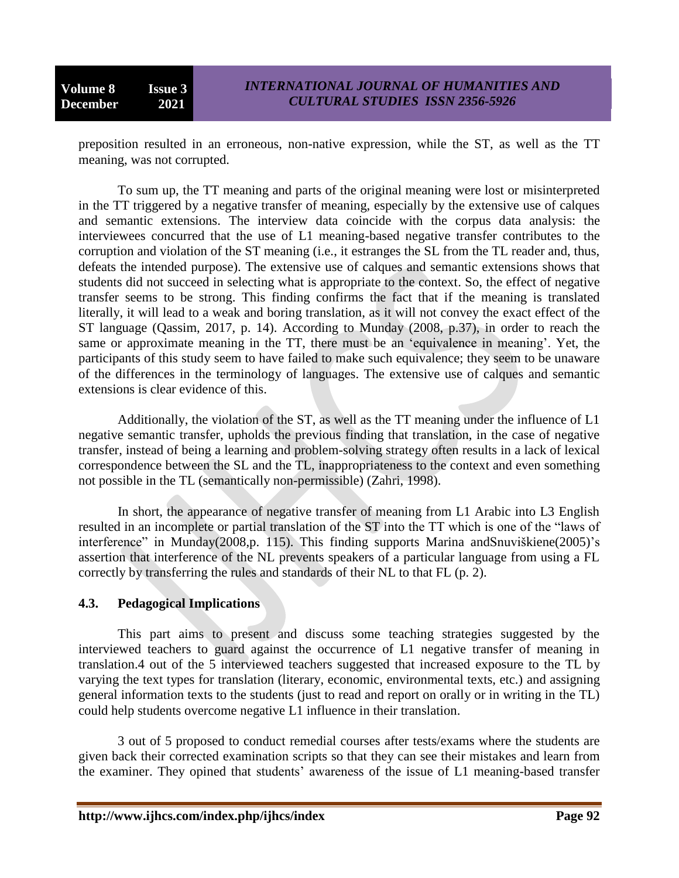preposition resulted in an erroneous, non-native expression, while the ST, as well as the TT meaning, was not corrupted.

To sum up, the TT meaning and parts of the original meaning were lost or misinterpreted in the TT triggered by a negative transfer of meaning, especially by the extensive use of calques and semantic extensions. The interview data coincide with the corpus data analysis: the interviewees concurred that the use of L1 meaning-based negative transfer contributes to the corruption and violation of the ST meaning (i.e., it estranges the SL from the TL reader and, thus, defeats the intended purpose). The extensive use of calques and semantic extensions shows that students did not succeed in selecting what is appropriate to the context. So, the effect of negative transfer seems to be strong. This finding confirms the fact that if the meaning is translated literally, it will lead to a weak and boring translation, as it will not convey the exact effect of the ST language (Qassim, 2017, p. 14). According to Munday (2008, p.37), in order to reach the same or approximate meaning in the TT, there must be an 'equivalence in meaning'. Yet, the participants of this study seem to have failed to make such equivalence; they seem to be unaware of the differences in the terminology of languages. The extensive use of calques and semantic extensions is clear evidence of this.

Additionally, the violation of the ST, as well as the TT meaning under the influence of L1 negative semantic transfer, upholds the previous finding that translation, in the case of negative transfer, instead of being a learning and problem-solving strategy often results in a lack of lexical correspondence between the SL and the TL, inappropriateness to the context and even something not possible in the TL (semantically non-permissible) (Zahri, 1998).

In short, the appearance of negative transfer of meaning from L1 Arabic into L3 English resulted in an incomplete or partial translation of the ST into the TT which is one of the "laws of interference" in Munday(2008,p. 115). This finding supports Marina andSnuviškiene(2005)'s assertion that interference of the NL prevents speakers of a particular language from using a FL correctly by transferring the rules and standards of their NL to that FL (p. 2).

### 4.3. Pedagogical Implications

This part aims to present and discuss some teaching strategies suggested by the interviewed teachers to guard against the occurrence of L1 negative transfer of meaning in translation.4 out of the 5 interviewed teachers suggested that increased exposure to the TL by varying the text types for translation (literary, economic, environmental texts, etc.) and assigning general information texts to the students (just to read and report on orally or in writing in the TL) could help students overcome negative L1 influence in their translation.

3 out of 5 proposed to conduct remedial courses after tests/exams where the students are given back their corrected examination scripts so that they can see their mistakes and learn from the examiner. They opined that students' awareness of the issue of L1 meaning-based transfer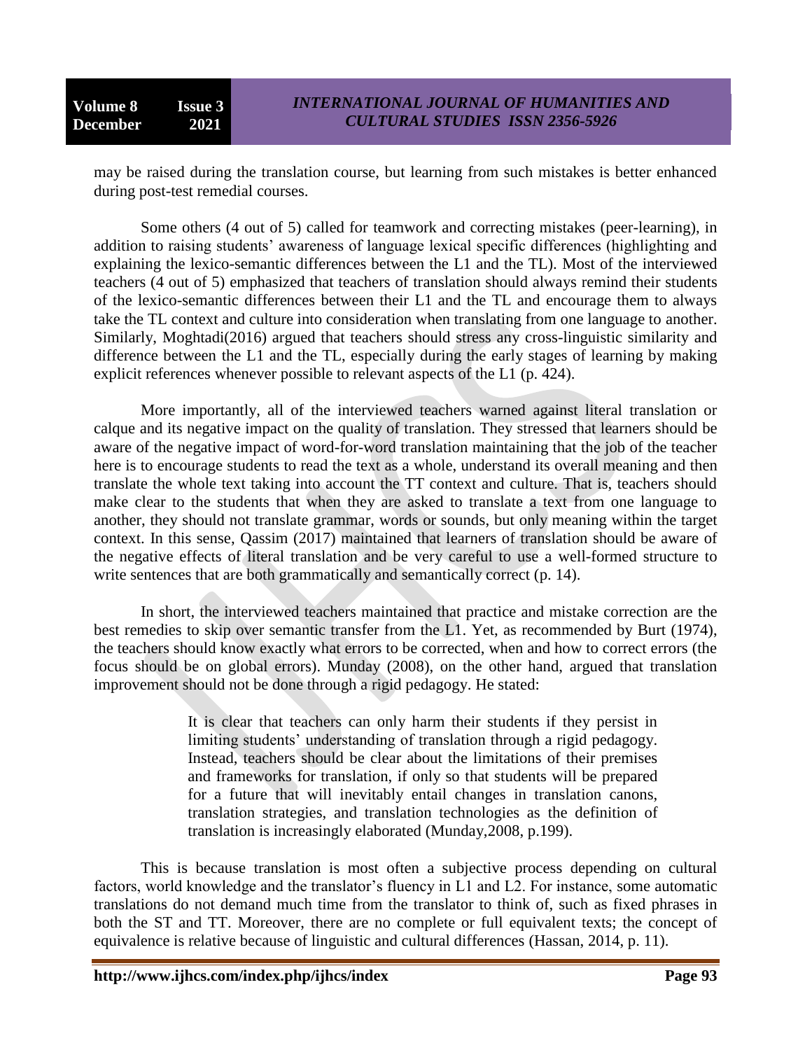may be raised during the translation course, but learning from such mistakes is better enhanced during post-test remedial courses.

Some others (4 out of 5) called for teamwork and correcting mistakes (peer-learning), in addition to raising students' awareness of language lexical specific differences (highlighting and explaining the lexico-semantic differences between the L1 and the TL). Most of the interviewed teachers (4 out of 5) emphasized that teachers of translation should always remind their students of the lexico-semantic differences between their L1 and the TL and encourage them to always take the TL context and culture into consideration when translating from one language to another. Similarly, Moghtadi(2016) argued that teachers should stress any cross-linguistic similarity and difference between the L1 and the TL, especially during the early stages of learning by making explicit references whenever possible to relevant aspects of the L1 (p. 424).

More importantly, all of the interviewed teachers warned against literal translation or calque and its negative impact on the quality of translation. They stressed that learners should be aware of the negative impact of word-for-word translation maintaining that the job of the teacher here is to encourage students to read the text as a whole, understand its overall meaning and then translate the whole text taking into account the TT context and culture. That is, teachers should make clear to the students that when they are asked to translate a text from one language to another, they should not translate grammar, words or sounds, but only meaning within the target context. In this sense, Qassim (2017) maintained that learners of translation should be aware of the negative effects of literal translation and be very careful to use a well-formed structure to write sentences that are both grammatically and semantically correct (p. 14).

In short, the interviewed teachers maintained that practice and mistake correction are the best remedies to skip over semantic transfer from the L1. Yet, as recommended by Burt (1974), the teachers should know exactly what errors to be corrected, when and how to correct errors (the focus should be on global errors). Munday (2008), on the other hand, argued that translation improvement should not be done through a rigid pedagogy. He stated:

> It is clear that teachers can only harm their students if they persist in limiting students' understanding of translation through a rigid pedagogy. Instead, teachers should be clear about the limitations of their premises and frameworks for translation, if only so that students will be prepared for a future that will inevitably entail changes in translation canons, translation strategies, and translation technologies as the definition of translation is increasingly elaborated (Munday,2008, p.199).

This is because translation is most often a subjective process depending on cultural factors, world knowledge and the translator's fluency in L1 and L2. For instance, some automatic translations do not demand much time from the translator to think of, such as fixed phrases in both the ST and TT. Moreover, there are no complete or full equivalent texts; the concept of equivalence is relative because of linguistic and cultural differences (Hassan, 2014, p. 11).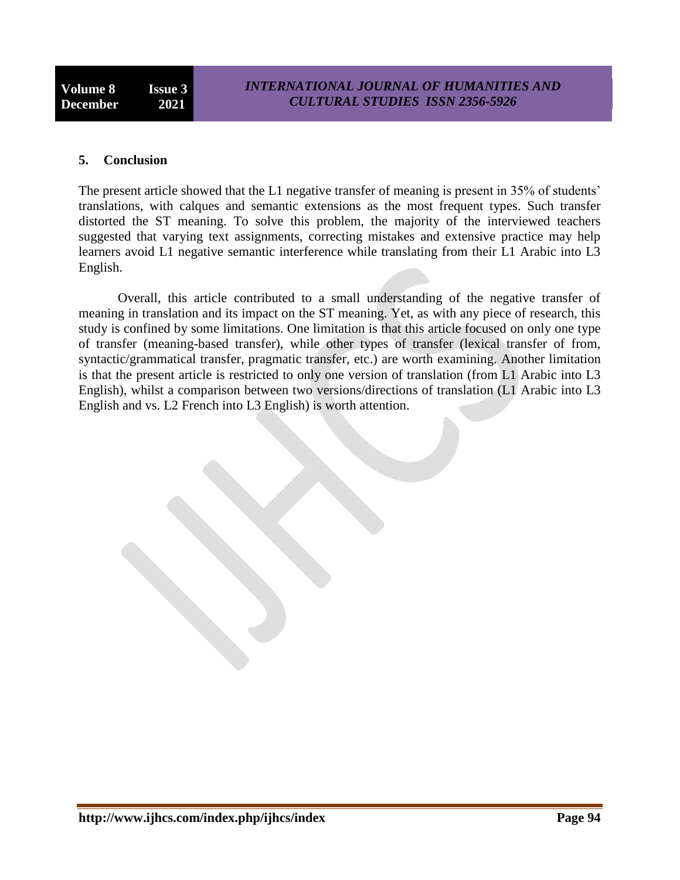## 5. Conclusion

The present article showed that the L1 negative transfer of meaning is present in 35% of students' translations, with calques and semantic extensions as the most frequent types. Such transfer distorted the ST meaning. To solve this problem, the majority of the interviewed teachers suggested that varying text assignments, correcting mistakes and extensive practice may help learners avoid L1 negative semantic interference while translating from their L1 Arabic into L3 English.

Overall, this article contributed to a small understanding of the negative transfer of meaning in translation and its impact on the ST meaning. Yet, as with any piece of research, this study is confined by some limitations. One limitation is that this article focused on only one type of transfer (meaning-based transfer), while other types of transfer (lexical transfer of from, syntactic/grammatical transfer, pragmatic transfer, etc.) are worth examining. Another limitation is that the present article is restricted to only one version of translation (from L1 Arabic into L3 English), whilst a comparison between two versions/directions of translation (L1 Arabic into L3 English and vs. L2 French into L3 English) is worth attention.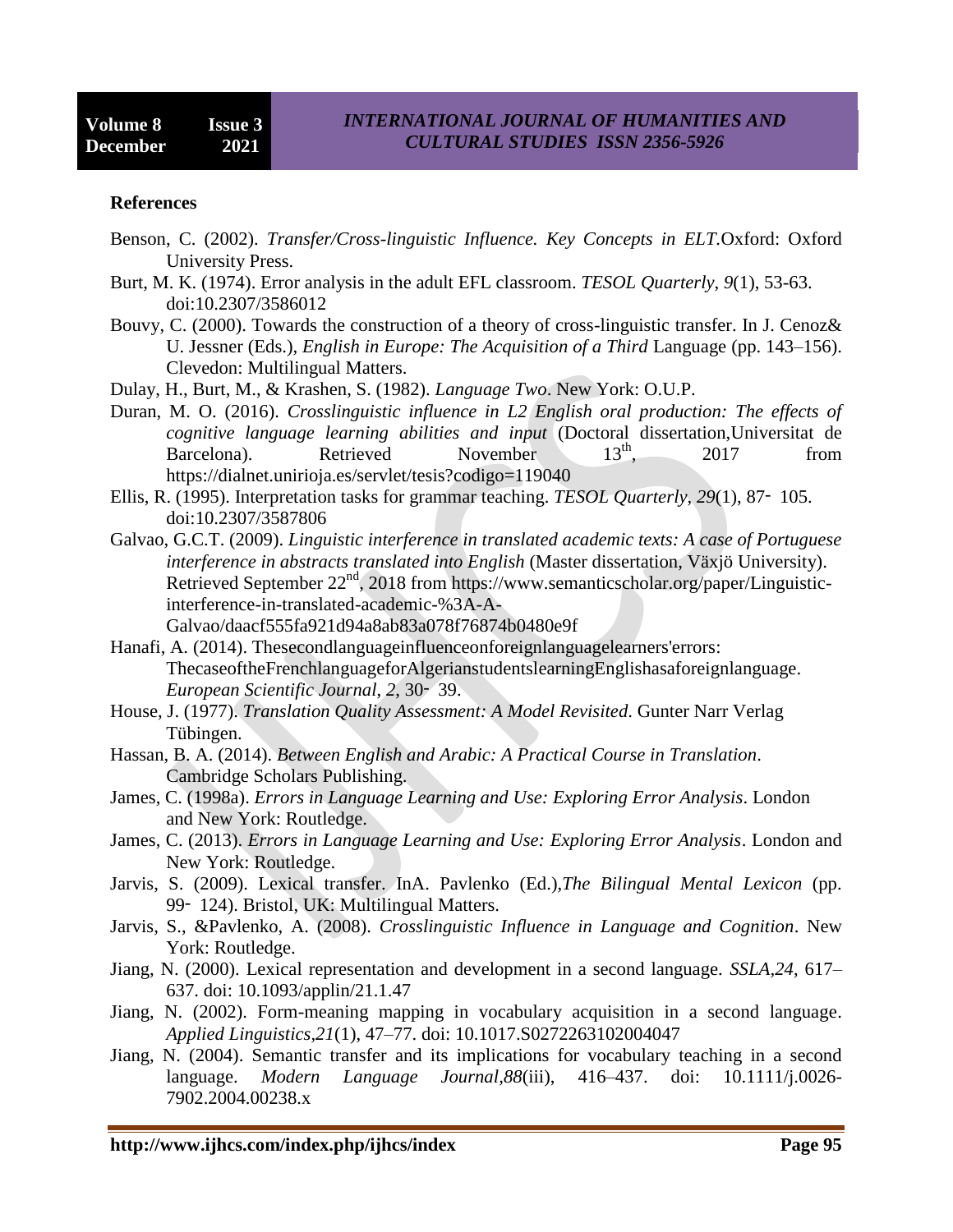**References**

Benson, C. (2002). *Transfer/Cross-linguistic Influence. Key Concepts in ELT*.Oxford: Oxford University Press.

Burt, M. K. (1974). Error analysis in the adult EFL classroom. *TESOL Quarterly*, *9*(1), 53-63. doi:10.2307/3586012

Bouvy, C. (2000). Towards the construction of a theory of cross-linguistic transfer. In J. Cenoz& U. Jessner (Eds.), *English in Europe: The Acquisition of a Third* Language (pp. 143–156). Clevedon: Multilingual Matters.

Dulay, H., Burt, M., & Krashen, S. (1982). *Language Two*. New York: O.U.P.

Duran, M. O. (2016). *Crosslinguistic influence in L2 English oral production: The effects of cognitive language learning abilities and input* (Doctoral dissertation,Universitat de Barcelona). Retrieved November 13th, 2017 from https://dialnet.unirioja.es/servlet/tesis?codigo=119040

Ellis, R. (1995). Interpretation tasks for grammar teaching. *TESOL Quarterly*, *29*(1), 87‐ 105. doi:10.2307/3587806

Galvao, G.C.T. (2009). *Linguistic interference in translated academic texts: A case of Portuguese interference in abstracts translated into English* (Master dissertation, Växjö University). Retrieved September 22nd, 2018 from https://www.semanticscholar.org/paper/Linguistic-interference-in-translated-academic-%3A-A-Galvao/daacf555fa921d94a8ab83a078f76874b0480e9f

Hanafi, A. (2014). Thesecondlanguageinfluenceonforeignlanguagelearners'errors: ThecaseoftheFrenchlanguageforAlgerianstudentslearningEnglishasaforeignlanguage. *European Scientific Journal*, *2*, 30‐ 39.

House, J. (1977). *Translation Quality Assessment: A Model Revisited*. Gunter Narr Verlag Tübingen.

Hassan, B. A. (2014). *Between English and Arabic: A Practical Course in Translation*. Cambridge Scholars Publishing.

James, C. (1998a). *Errors in Language Learning and Use: Exploring Error Analysis*. London and New York: Routledge.

James, C. (2013). *Errors in Language Learning and Use: Exploring Error Analysis*. London and New York: Routledge.

Jarvis, S. (2009). Lexical transfer. InA. Pavlenko (Ed.),*The Bilingual Mental Lexicon* (pp. 99‐ 124). Bristol, UK: Multilingual Matters.

Jarvis, S., &Pavlenko, A. (2008). *Crosslinguistic Influence in Language and Cognition*. New York: Routledge.

Jiang, N. (2000). Lexical representation and development in a second language. *SSLA*,*24*, 617–637. doi: 10.1093/applin/21.1.47

Jiang, N. (2002). Form-meaning mapping in vocabulary acquisition in a second language. *Applied Linguistics*,*21*(1), 47–77. doi: 10.1017.S0272263102004047

Jiang, N. (2004). Semantic transfer and its implications for vocabulary teaching in a second language. *Modern Language Journal*,*88*(iii), 416–437. doi: 10.1111/j.0026-7902.2004.00238.x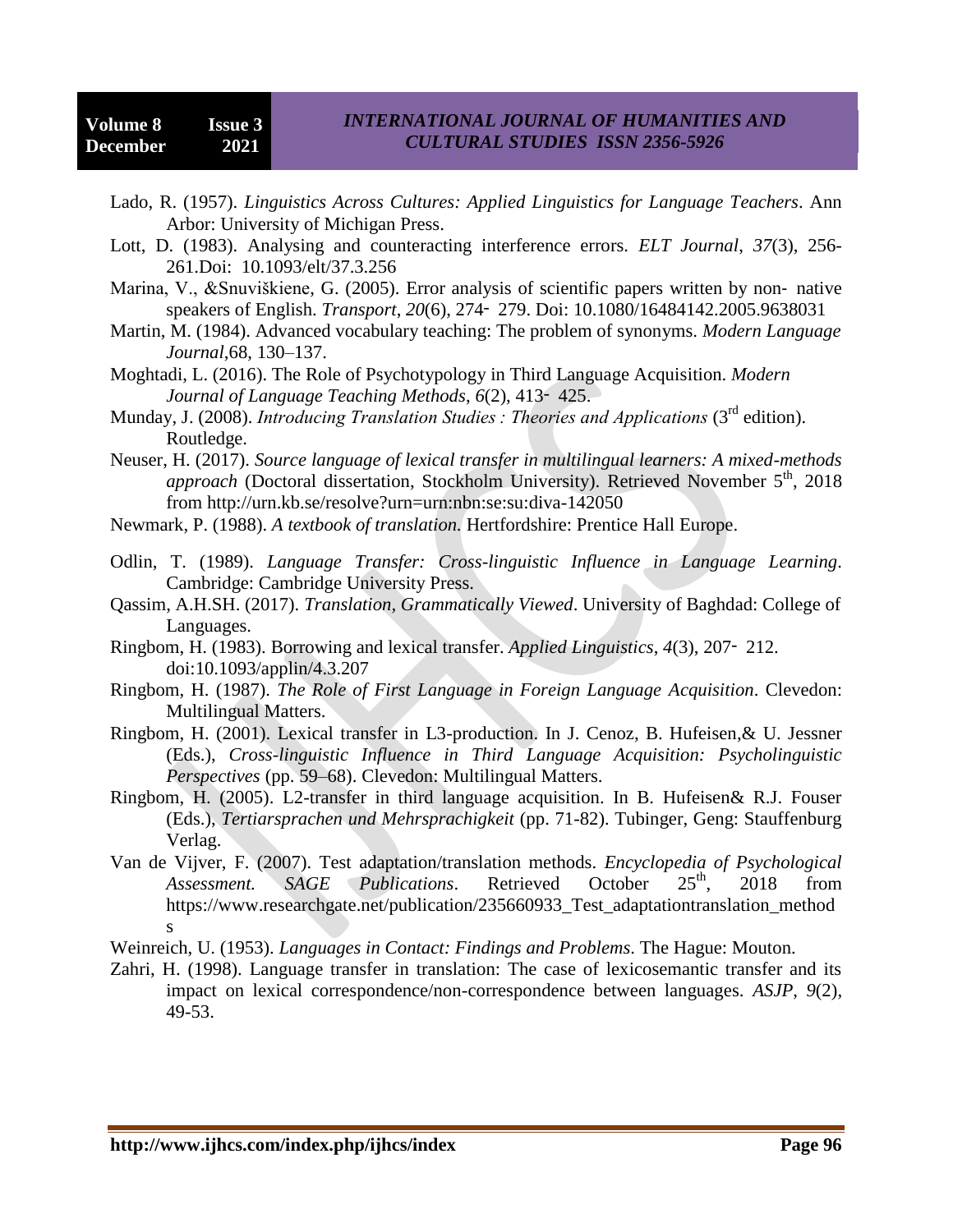Lado, R. (1957). *Linguistics Across Cultures: Applied Linguistics for Language Teachers*. Ann Arbor: University of Michigan Press.

Lott, D. (1983). Analysing and counteracting interference errors. *ELT Journal*, *37*(3), 256-261.Doi: 10.1093/elt/37.3.256

Marina, V., &Snuviškiene, G. (2005). Error analysis of scientific papers written by non- native speakers of English. *Transport*, *20*(6), 274- 279. Doi: 10.1080/16484142.2005.9638031

Martin, M. (1984). Advanced vocabulary teaching: The problem of synonyms. *Modern Language Journal*,68, 130–137.

Moghtadi, L. (2016). The Role of Psychotypology in Third Language Acquisition. *Modern Journal of Language Teaching Methods*, *6*(2), 413- 425.

Munday, J. (2008). *Introducing Translation Studies : Theories and Applications* (3rd edition). Routledge.

Neuser, H. (2017). *Source language of lexical transfer in multilingual learners: A mixed-methods approach* (Doctoral dissertation, Stockholm University). Retrieved November 5th, 2018 from http://urn.kb.se/resolve?urn=urn:nbn:se:su:diva-142050

Newmark, P. (1988). *A textbook of translation.* Hertfordshire: Prentice Hall Europe.

Odlin, T. (1989). *Language Transfer: Cross-linguistic Influence in Language Learning*. Cambridge: Cambridge University Press.

Qassim, A.H.SH. (2017). *Translation, Grammatically Viewed*. University of Baghdad: College of Languages.

Ringbom, H. (1983). Borrowing and lexical transfer. *Applied Linguistics*, *4*(3), 207- 212. doi:10.1093/applin/4.3.207

Ringbom, H. (1987). *The Role of First Language in Foreign Language Acquisition*. Clevedon: Multilingual Matters.

Ringbom, H. (2001). Lexical transfer in L3-production. In J. Cenoz, B. Hufeisen,& U. Jessner (Eds.), *Cross-linguistic Influence in Third Language Acquisition: Psycholinguistic Perspectives* (pp. 59–68). Clevedon: Multilingual Matters.

Ringbom, H. (2005). L2-transfer in third language acquisition. In B. Hufeisen& R.J. Fouser (Eds.), *Tertiarsprachen und Mehrsprachigkeit* (pp. 71-82). Tubinger, Geng: Stauffenburg Verlag.

Van de Vijver, F. (2007). Test adaptation/translation methods. *Encyclopedia of Psychological Assessment. SAGE Publications*. Retrieved October 25th, 2018 from https://www.researchgate.net/publication/235660933_Test_adaptationtranslation_methods

Weinreich, U. (1953). *Languages in Contact: Findings and Problems*. The Hague: Mouton.

Zahri, H. (1998). Language transfer in translation: The case of lexicosemantic transfer and its impact on lexical correspondence/non-correspondence between languages. *ASJP*, *9*(2), 49-53.